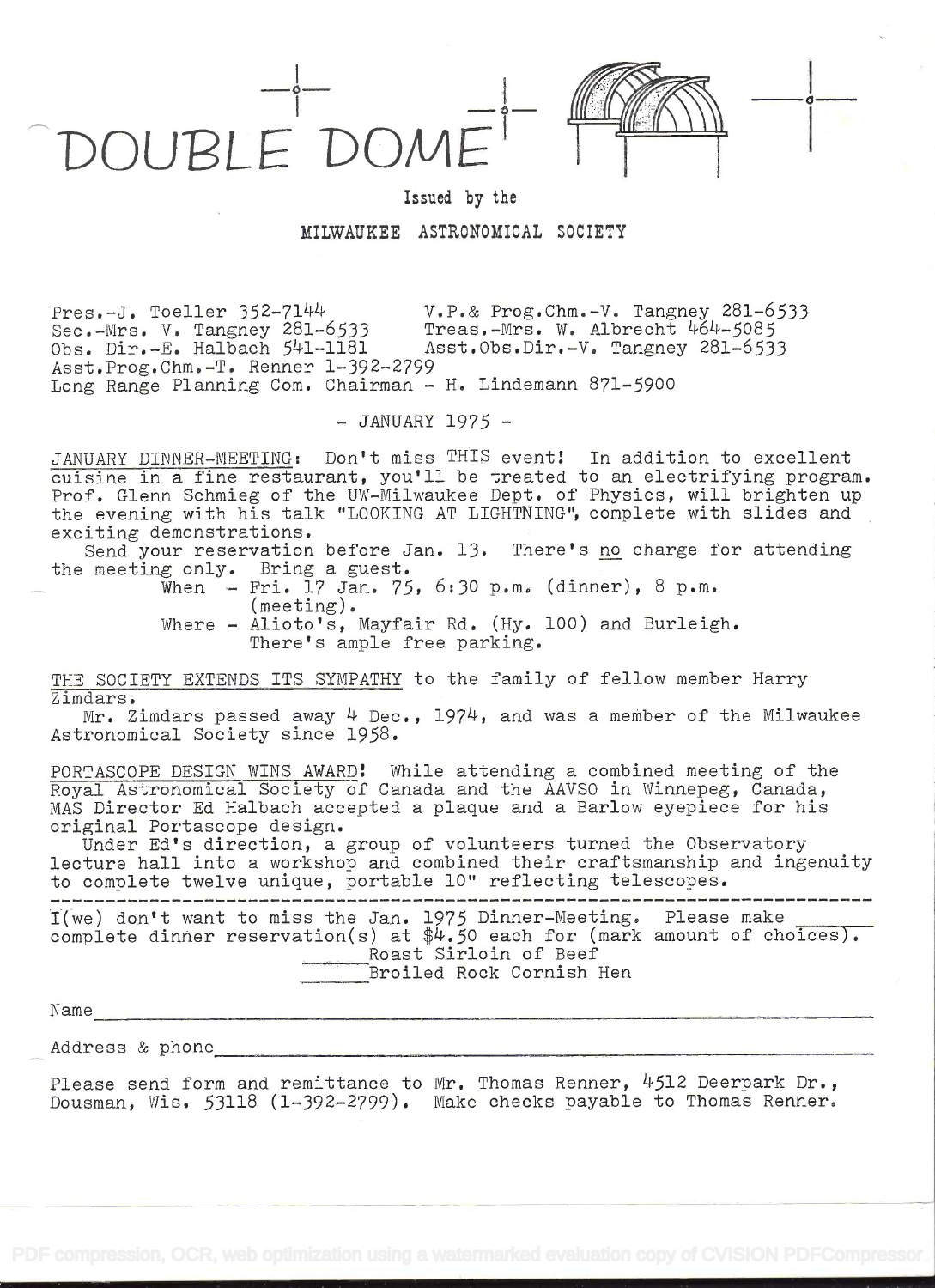# DOUBLE DOME

Issued by the

MILWAUKEE ASTRONOMICAL SOCIETY

Pres.-J. Toeller 352-7144 V.P.& Prog.Chm.-V. Tangney 281-6533
Sec.-Mrs. V. Tangney 281-6533 Treas.-Mrs. W. Albrecht 464-5085
Obs. Dir.-E. Halbach 541-1181 Asst.Obs.Dir.-V. Tangney 281-6533
Asst.Prog.Chm.-T. Renner 1-392-2799
Long Range Planning Com. Chairman - H. Lindemann 871-5900

\- JANUARY 1975 -

JANUARY DINNER-MEETING: Don't miss THIS event! In addition to excellent cuisine in a fine restaurant, you'll be treated to an electrifying program. Prof. Glenn Schmieg of the UW-Milwaukee Dept. of Physics, will brighten up the evening with his talk "LOOKING AT LIGHTNING", complete with slides and exciting demonstrations.

Send your reservation before Jan. 13. There's no charge for attending the meeting only. Bring a guest.

When - Fri. 17 Jan. 75, 6:30 p.m. (dinner), 8 p.m. (meeting).
Where - Alioto's, Mayfair Rd. (Hy. 100) and Burleigh. There's ample free parking.

THE SOCIETY EXTENDS ITS SYMPATHY to the family of fellow member Harry Zimdars.

Mr. Zimdars passed away 4 Dec., 1974, and was a member of the Milwaukee Astronomical Society since 1958.

PORTASCOPE DESIGN WINS AWARD! While attending a combined meeting of the Royal Astronomical Society of Canada and the AAVSO in Winnepeg, Canada, MAS Director Ed Halbach accepted a plaque and a Barlow eyepiece for his original Portascope design.

Under Ed's direction, a group of volunteers turned the Observatory lecture hall into a workshop and combined their craftsmanship and ingenuity to complete twelve unique, portable 10" reflecting telescopes.

---

I(we) don't want to miss the Jan. 1975 Dinner-Meeting. Please make \_\_\_\_\_ complete dinner reservation(s) at $4.50 each for (mark amount of choices).

\_\_\_\_\_ Roast Sirloin of Beef
\_\_\_\_\_ Broiled Rock Cornish Hen

Name \_\_\_\_\_\_\_\_\_\_\_\_\_\_\_\_\_\_\_\_\_\_\_\_\_\_\_\_\_\_\_\_\_\_\_\_\_\_\_\_

Address & phone \_\_\_\_\_\_\_\_\_\_\_\_\_\_\_\_\_\_\_\_\_\_\_\_\_\_\_\_\_\_\_\_\_\_\_\_\_\_\_\_

Please send form and remittance to Mr. Thomas Renner, 4512 Deerpark Dr., Dousman, Wis. 53118 (1-392-2799). Make checks payable to Thomas Renner.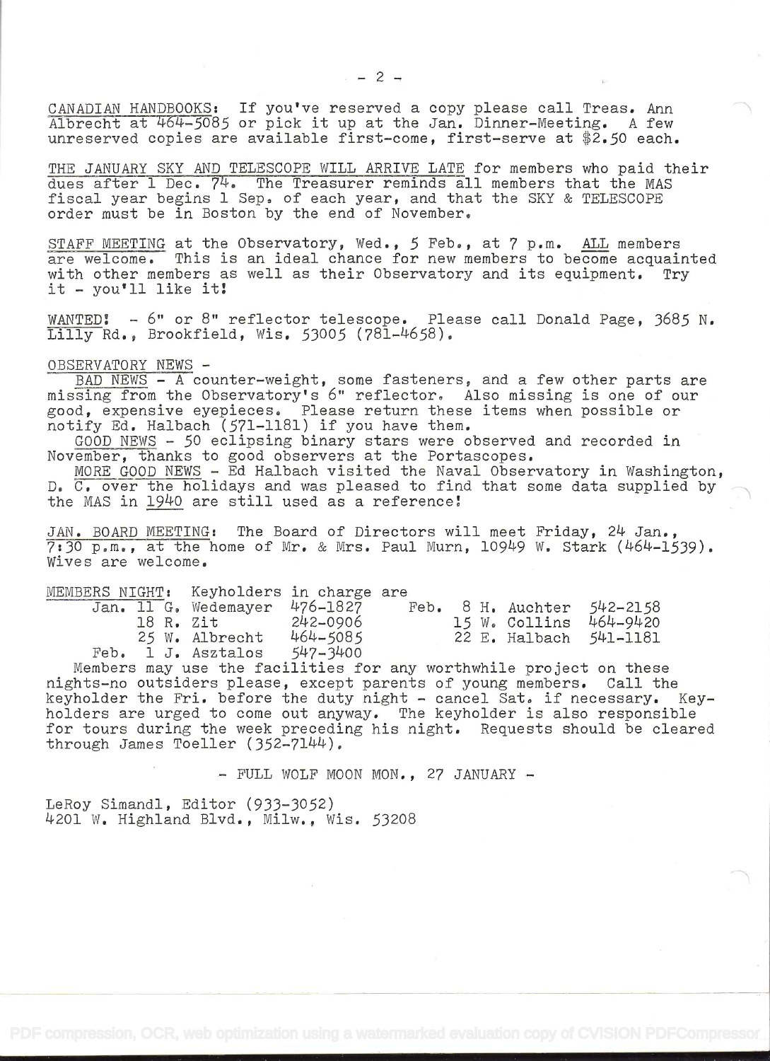CANADIAN HANDBOOKS: If you've reserved a copy please call Treas. Ann Albrecht at 464-5085 or pick it up at the Jan. Dinner-Meeting. A few unreserved copies are available first-come, first-serve at $2.50 each.

THE JANUARY SKY AND TELESCOPE WILL ARRIVE LATE for members who paid their dues after 1 Dec. 74. The Treasurer reminds all members that the MAS fiscal year begins 1 Sep. of each year, and that the SKY & TELESCOPE order must be in Boston by the end of November.

STAFF MEETING at the Observatory, Wed., 5 Feb., at 7 p.m. ALL members are welcome. This is an ideal chance for new members to become acquainted with other members as well as their Observatory and its equipment. Try it - you'll like it!

WANTED! - 6" or 8" reflector telescope. Please call Donald Page, 3685 N. Lilly Rd., Brookfield, Wis. 53005 (781-4658).

OBSERVATORY NEWS -

BAD NEWS - A counter-weight, some fasteners, and a few other parts are missing from the Observatory's 6" reflector. Also missing is one of our good, expensive eyepieces. Please return these items when possible or notify Ed. Halbach (571-1181) if you have them.

GOOD NEWS - 50 eclipsing binary stars were observed and recorded in November, thanks to good observers at the Portascopes.

MORE GOOD NEWS - Ed Halbach visited the Naval Observatory in Washington, D. C. over the holidays and was pleased to find that some data supplied by the MAS in 1940 are still used as a reference!

JAN. BOARD MEETING: The Board of Directors will meet Friday, 24 Jan., 7:30 p.m., at the home of Mr. & Mrs. Paul Murn, 10949 W. Stark (464-1539). Wives are welcome.

MEMBERS NIGHT: Keyholders in charge are

| | | | | | |
|---|---|---|---|---|---|
| Jan. 11 | G. Wedemayer | 476-1827 | Feb. 8 | H. Auchter | 542-2158 |
| 18 | R. Zit | 242-0906 | 15 | W. Collins | 464-9420 |
| 25 | W. Albrecht | 464-5085 | 22 | E. Halbach | 541-1181 |
| Feb. 1 | J. Asztalos | 547-3400 | | | |

Members may use the facilities for any worthwhile project on these nights-no outsiders please, except parents of young members. Call the keyholder the Fri. before the duty night - cancel Sat. if necessary. Keyholders are urged to come out anyway. The keyholder is also responsible for tours during the week preceding his night. Requests should be cleared through James Toeller (352-7144).

- FULL WOLF MOON MON., 27 JANUARY -

LeRoy Simandl, Editor (933-3052)
4201 W. Highland Blvd., Milw., Wis. 53208